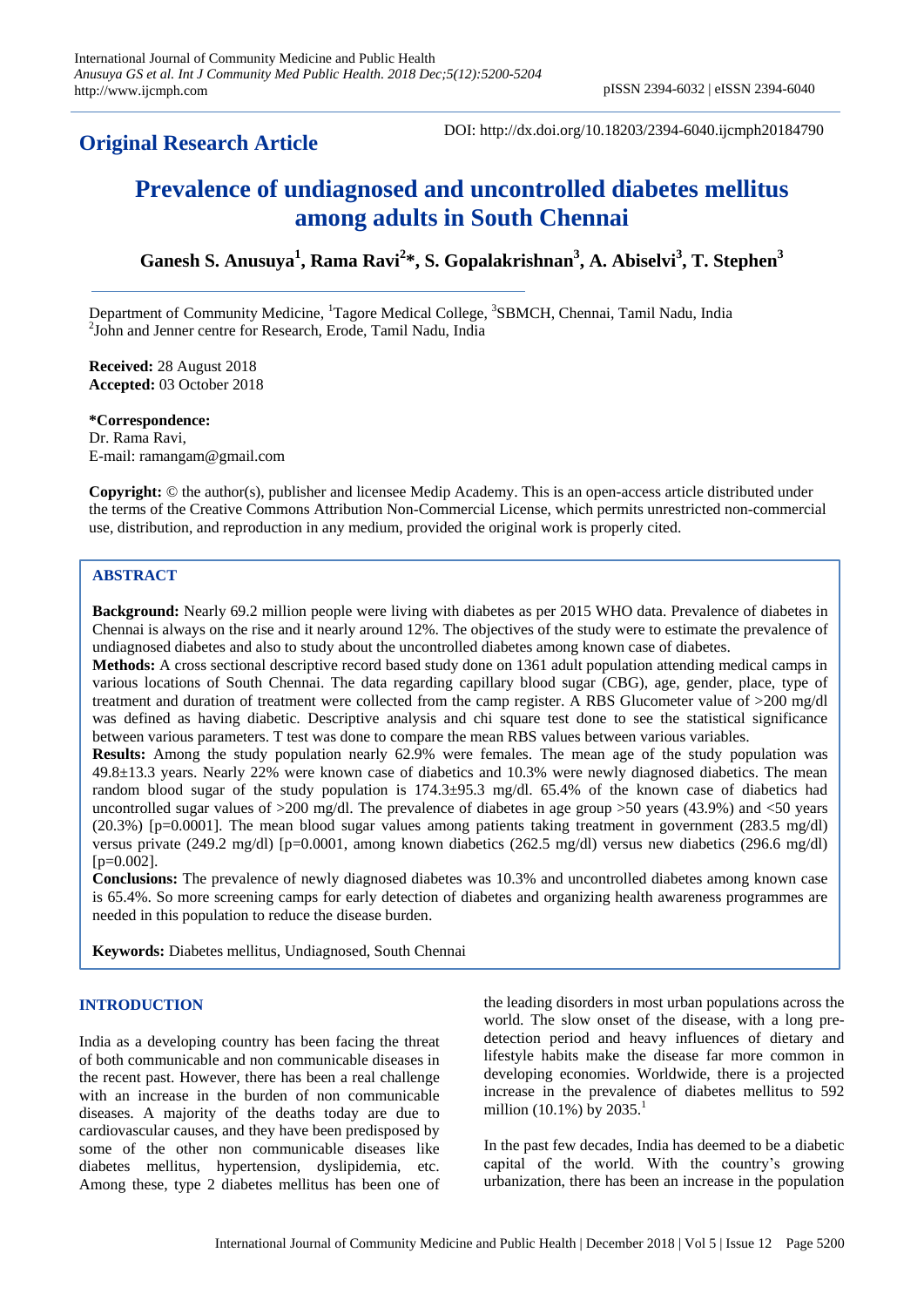**Original Research Article**

DOI: http://dx.doi.org/10.18203/2394-6040.ijcmph20184790

# Prevalence of undiagnosed and uncontrolled diabetes mellitus among adults in South Chennai

**Ganesh S. Anusuya[1], Rama Ravi[2]*, S. Gopalakrishnan[3], A. Abiselvi[3], T. Stephen[3]**

Department of Community Medicine, [1]Tagore Medical College, [3]SBMCH, Chennai, Tamil Nadu, India
[2]John and Jenner centre for Research, Erode, Tamil Nadu, India

**Received:** 28 August 2018
**Accepted:** 03 October 2018

**\*Correspondence:**
Dr. Rama Ravi,
E-mail: ramangam@gmail.com

**Copyright:** © the author(s), publisher and licensee Medip Academy. This is an open-access article distributed under the terms of the Creative Commons Attribution Non-Commercial License, which permits unrestricted non-commercial use, distribution, and reproduction in any medium, provided the original work is properly cited.

## ABSTRACT

**Background:** Nearly 69.2 million people were living with diabetes as per 2015 WHO data. Prevalence of diabetes in Chennai is always on the rise and it nearly around 12%. The objectives of the study were to estimate the prevalence of undiagnosed diabetes and also to study about the uncontrolled diabetes among known case of diabetes.

**Methods:** A cross sectional descriptive record based study done on 1361 adult population attending medical camps in various locations of South Chennai. The data regarding capillary blood sugar (CBG), age, gender, place, type of treatment and duration of treatment were collected from the camp register. A RBS Glucometer value of >200 mg/dl was defined as having diabetic. Descriptive analysis and chi square test done to see the statistical significance between various parameters. T test was done to compare the mean RBS values between various variables.

**Results:** Among the study population nearly 62.9% were females. The mean age of the study population was 49.8±13.3 years. Nearly 22% were known case of diabetics and 10.3% were newly diagnosed diabetics. The mean random blood sugar of the study population is 174.3±95.3 mg/dl. 65.4% of the known case of diabetics had uncontrolled sugar values of >200 mg/dl. The prevalence of diabetes in age group >50 years (43.9%) and <50 years (20.3%) [p=0.0001]. The mean blood sugar values among patients taking treatment in government (283.5 mg/dl) versus private (249.2 mg/dl) [p=0.0001, among known diabetics (262.5 mg/dl) versus new diabetics (296.6 mg/dl) [p=0.002].

**Conclusions:** The prevalence of newly diagnosed diabetes was 10.3% and uncontrolled diabetes among known case is 65.4%. So more screening camps for early detection of diabetes and organizing health awareness programmes are needed in this population to reduce the disease burden.

**Keywords:** Diabetes mellitus, Undiagnosed, South Chennai

## INTRODUCTION

India as a developing country has been facing the threat of both communicable and non communicable diseases in the recent past. However, there has been a real challenge with an increase in the burden of non communicable diseases. A majority of the deaths today are due to cardiovascular causes, and they have been predisposed by some of the other non communicable diseases like diabetes mellitus, hypertension, dyslipidemia, etc. Among these, type 2 diabetes mellitus has been one of the leading disorders in most urban populations across the world. The slow onset of the disease, with a long pre-detection period and heavy influences of dietary and lifestyle habits make the disease far more common in developing economies. Worldwide, there is a projected increase in the prevalence of diabetes mellitus to 592 million (10.1%) by 2035.[1]

In the past few decades, India has deemed to be a diabetic capital of the world. With the country's growing urbanization, there has been an increase in the population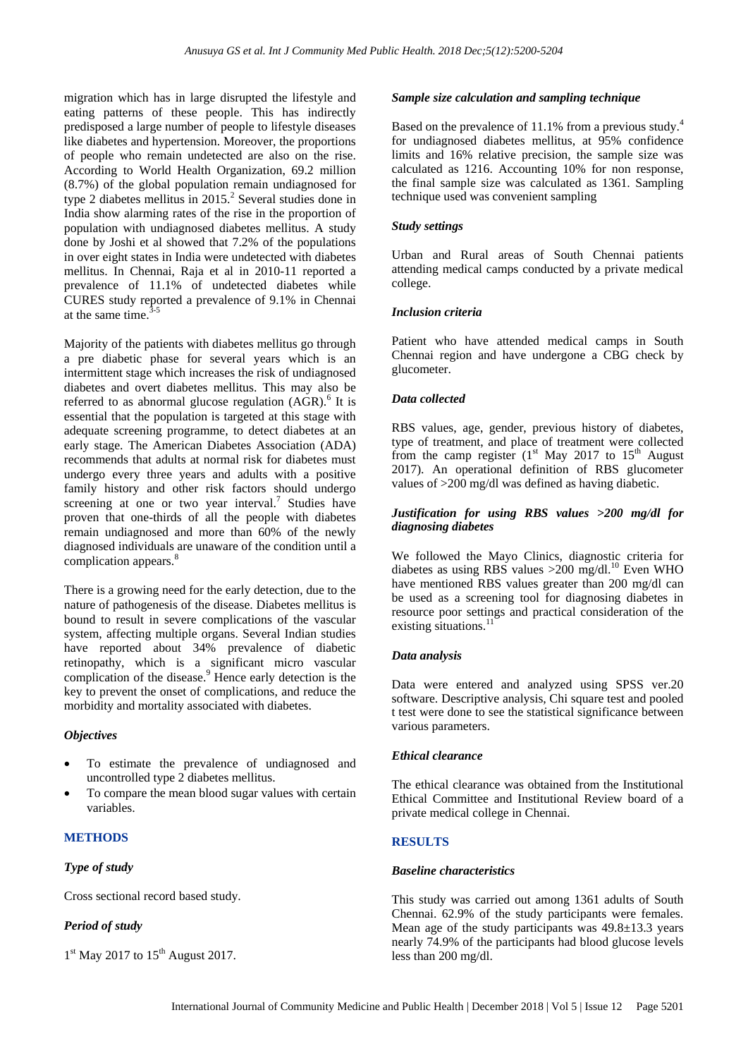migration which has in large disrupted the lifestyle and eating patterns of these people. This has indirectly predisposed a large number of people to lifestyle diseases like diabetes and hypertension. Moreover, the proportions of people who remain undetected are also on the rise. According to World Health Organization, 69.2 million (8.7%) of the global population remain undiagnosed for type 2 diabetes mellitus in 2015.[2] Several studies done in India show alarming rates of the rise in the proportion of population with undiagnosed diabetes mellitus. A study done by Joshi et al showed that 7.2% of the populations in over eight states in India were undetected with diabetes mellitus. In Chennai, Raja et al in 2010-11 reported a prevalence of 11.1% of undetected diabetes while CURES study reported a prevalence of 9.1% in Chennai at the same time.[3-5]

Majority of the patients with diabetes mellitus go through a pre diabetic phase for several years which is an intermittent stage which increases the risk of undiagnosed diabetes and overt diabetes mellitus. This may also be referred to as abnormal glucose regulation (AGR).[6] It is essential that the population is targeted at this stage with adequate screening programme, to detect diabetes at an early stage. The American Diabetes Association (ADA) recommends that adults at normal risk for diabetes must undergo every three years and adults with a positive family history and other risk factors should undergo screening at one or two year interval.[7] Studies have proven that one-thirds of all the people with diabetes remain undiagnosed and more than 60% of the newly diagnosed individuals are unaware of the condition until a complication appears.[8]

There is a growing need for the early detection, due to the nature of pathogenesis of the disease. Diabetes mellitus is bound to result in severe complications of the vascular system, affecting multiple organs. Several Indian studies have reported about 34% prevalence of diabetic retinopathy, which is a significant micro vascular complication of the disease.[9] Hence early detection is the key to prevent the onset of complications, and reduce the morbidity and mortality associated with diabetes.

### *Objectives*

- To estimate the prevalence of undiagnosed and uncontrolled type 2 diabetes mellitus.
- To compare the mean blood sugar values with certain variables.

## METHODS

### *Type of study*

Cross sectional record based study.

### *Period of study*

1st May 2017 to 15th August 2017.

### *Sample size calculation and sampling technique*

Based on the prevalence of 11.1% from a previous study.[4] for undiagnosed diabetes mellitus, at 95% confidence limits and 16% relative precision, the sample size was calculated as 1216. Accounting 10% for non response, the final sample size was calculated as 1361. Sampling technique used was convenient sampling

### *Study settings*

Urban and Rural areas of South Chennai patients attending medical camps conducted by a private medical college.

### *Inclusion criteria*

Patient who have attended medical camps in South Chennai region and have undergone a CBG check by glucometer.

### *Data collected*

RBS values, age, gender, previous history of diabetes, type of treatment, and place of treatment were collected from the camp register (1st May 2017 to 15th August 2017). An operational definition of RBS glucometer values of >200 mg/dl was defined as having diabetic.

### *Justification for using RBS values >200 mg/dl for diagnosing diabetes*

We followed the Mayo Clinics, diagnostic criteria for diabetes as using RBS values >200 mg/dl.[10] Even WHO have mentioned RBS values greater than 200 mg/dl can be used as a screening tool for diagnosing diabetes in resource poor settings and practical consideration of the existing situations.[11]

### *Data analysis*

Data were entered and analyzed using SPSS ver.20 software. Descriptive analysis, Chi square test and pooled t test were done to see the statistical significance between various parameters.

### *Ethical clearance*

The ethical clearance was obtained from the Institutional Ethical Committee and Institutional Review board of a private medical college in Chennai.

## RESULTS

### *Baseline characteristics*

This study was carried out among 1361 adults of South Chennai. 62.9% of the study participants were females. Mean age of the study participants was 49.8±13.3 years nearly 74.9% of the participants had blood glucose levels less than 200 mg/dl.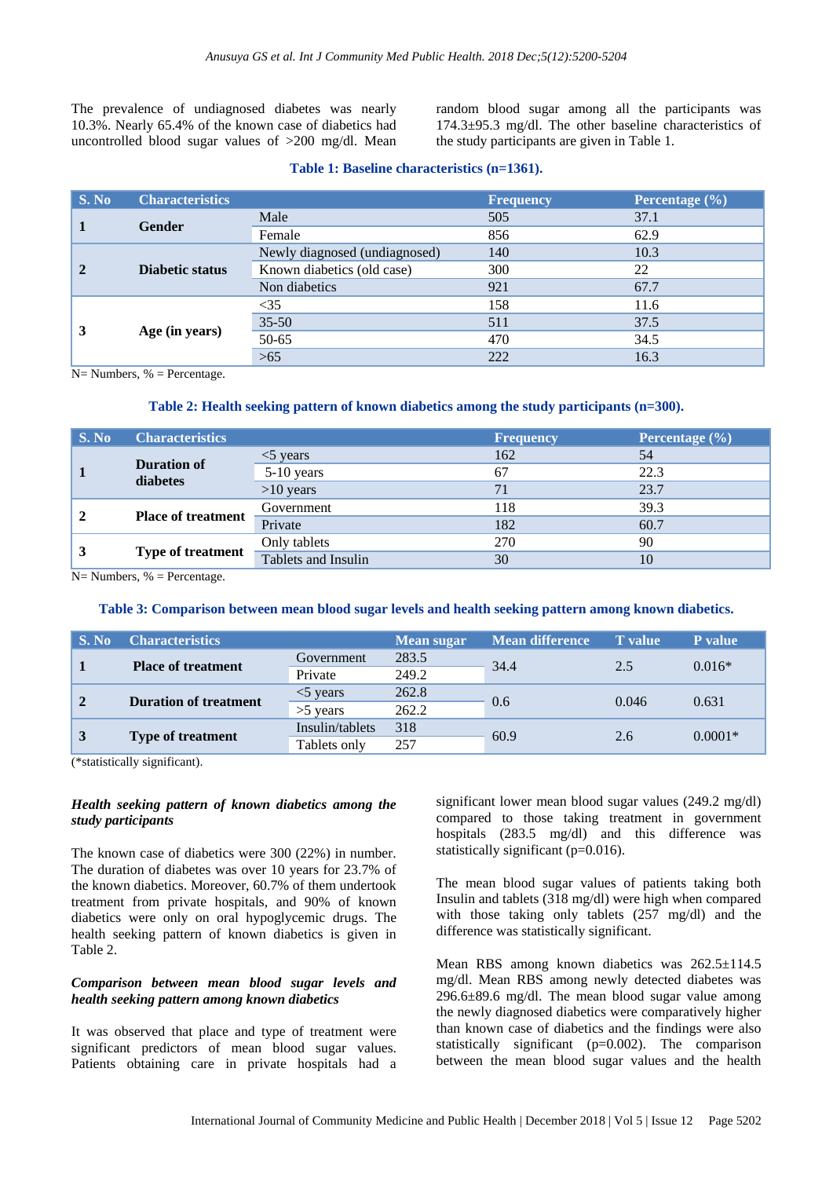The prevalence of undiagnosed diabetes was nearly 10.3%. Nearly 65.4% of the known case of diabetics had uncontrolled blood sugar values of >200 mg/dl. Mean random blood sugar among all the participants was 174.3±95.3 mg/dl. The other baseline characteristics of the study participants are given in Table 1.

**Table 1: Baseline characteristics (n=1361).**

| S. No | Characteristics | | Frequency | Percentage (%) |
|---|---|---|---|---|
| 1 | **Gender** | Male | 505 | 37.1 |
| | | Female | 856 | 62.9 |
| 2 | **Diabetic status** | Newly diagnosed (undiagnosed) | 140 | 10.3 |
| | | Known diabetics (old case) | 300 | 22 |
| | | Non diabetics | 921 | 67.7 |
| 3 | **Age (in years)** | <35 | 158 | 11.6 |
| | | 35-50 | 511 | 37.5 |
| | | 50-65 | 470 | 34.5 |
| | | >65 | 222 | 16.3 |

N= Numbers, % = Percentage.

**Table 2: Health seeking pattern of known diabetics among the study participants (n=300).**

| S. No | Characteristics | | Frequency | Percentage (%) |
|---|---|---|---|---|
| 1 | **Duration of diabetes** | <5 years | 162 | 54 |
| | | 5-10 years | 67 | 22.3 |
| | | >10 years | 71 | 23.7 |
| 2 | **Place of treatment** | Government | 118 | 39.3 |
| | | Private | 182 | 60.7 |
| 3 | **Type of treatment** | Only tablets | 270 | 90 |
| | | Tablets and Insulin | 30 | 10 |

N= Numbers, % = Percentage.

**Table 3: Comparison between mean blood sugar levels and health seeking pattern among known diabetics.**

| S. No | Characteristics | | Mean sugar | Mean difference | T value | P value |
|---|---|---|---|---|---|---|
| 1 | **Place of treatment** | Government | 283.5 | 34.4 | 2.5 | 0.016* |
| | | Private | 249.2 | | | |
| 2 | **Duration of treatment** | <5 years | 262.8 | 0.6 | 0.046 | 0.631 |
| | | >5 years | 262.2 | | | |
| 3 | **Type of treatment** | Insulin/tablets | 318 | 60.9 | 2.6 | 0.0001* |
| | | Tablets only | 257 | | | |

(*statistically significant).

### *Health seeking pattern of known diabetics among the study participants*

The known case of diabetics were 300 (22%) in number. The duration of diabetes was over 10 years for 23.7% of the known diabetics. Moreover, 60.7% of them undertook treatment from private hospitals, and 90% of known diabetics were only on oral hypoglycemic drugs. The health seeking pattern of known diabetics is given in Table 2.

### *Comparison between mean blood sugar levels and health seeking pattern among known diabetics*

It was observed that place and type of treatment were significant predictors of mean blood sugar values. Patients obtaining care in private hospitals had a significant lower mean blood sugar values (249.2 mg/dl) compared to those taking treatment in government hospitals (283.5 mg/dl) and this difference was statistically significant (p=0.016).

The mean blood sugar values of patients taking both Insulin and tablets (318 mg/dl) were high when compared with those taking only tablets (257 mg/dl) and the difference was statistically significant.

Mean RBS among known diabetics was 262.5±114.5 mg/dl. Mean RBS among newly detected diabetes was 296.6±89.6 mg/dl. The mean blood sugar value among the newly diagnosed diabetics were comparatively higher than known case of diabetics and the findings were also statistically significant (p=0.002). The comparison between the mean blood sugar values and the health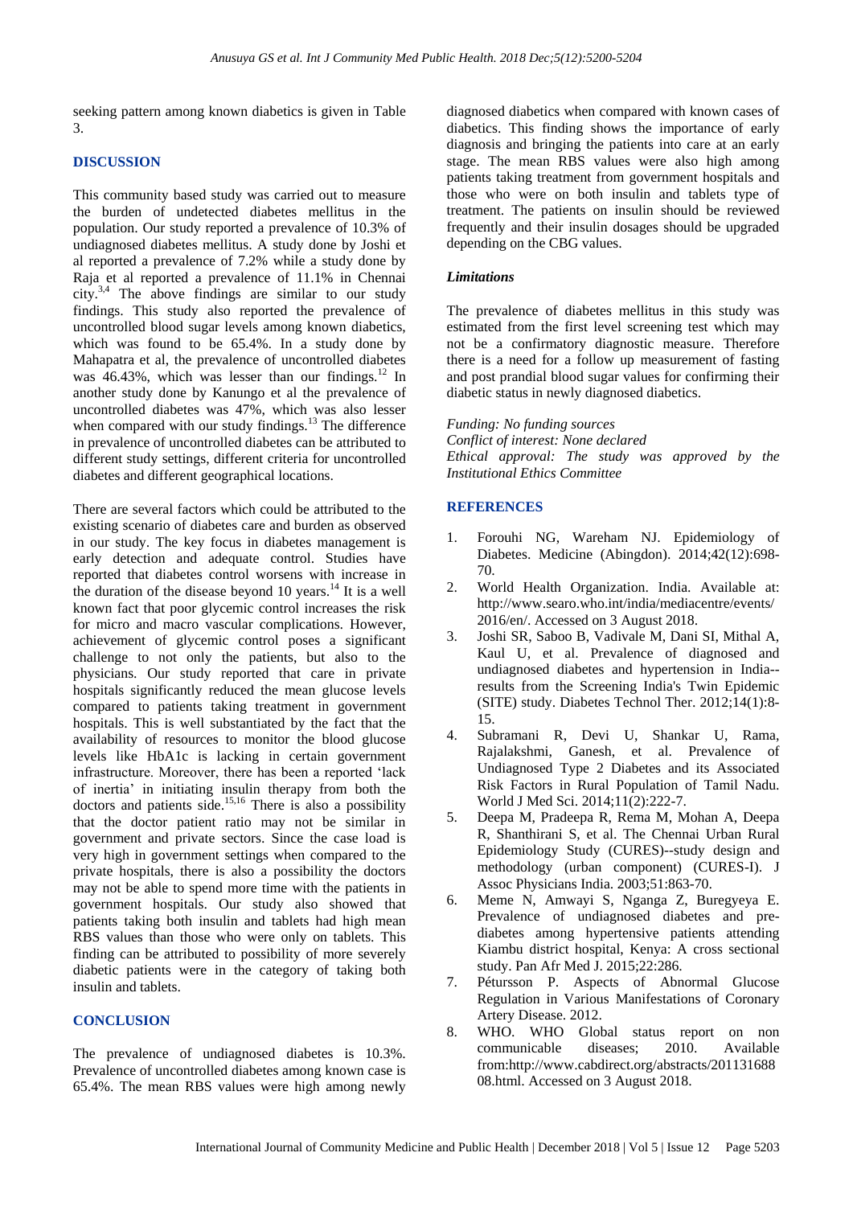seeking pattern among known diabetics is given in Table 3.

## DISCUSSION

This community based study was carried out to measure the burden of undetected diabetes mellitus in the population. Our study reported a prevalence of 10.3% of undiagnosed diabetes mellitus. A study done by Joshi et al reported a prevalence of 7.2% while a study done by Raja et al reported a prevalence of 11.1% in Chennai city.[3,4] The above findings are similar to our study findings. This study also reported the prevalence of uncontrolled blood sugar levels among known diabetics, which was found to be 65.4%. In a study done by Mahapatra et al, the prevalence of uncontrolled diabetes was 46.43%, which was lesser than our findings.[12] In another study done by Kanungo et al the prevalence of uncontrolled diabetes was 47%, which was also lesser when compared with our study findings.[13] The difference in prevalence of uncontrolled diabetes can be attributed to different study settings, different criteria for uncontrolled diabetes and different geographical locations.

There are several factors which could be attributed to the existing scenario of diabetes care and burden as observed in our study. The key focus in diabetes management is early detection and adequate control. Studies have reported that diabetes control worsens with increase in the duration of the disease beyond 10 years.[14] It is a well known fact that poor glycemic control increases the risk for micro and macro vascular complications. However, achievement of glycemic control poses a significant challenge to not only the patients, but also to the physicians. Our study reported that care in private hospitals significantly reduced the mean glucose levels compared to patients taking treatment in government hospitals. This is well substantiated by the fact that the availability of resources to monitor the blood glucose levels like HbA1c is lacking in certain government infrastructure. Moreover, there has been a reported 'lack of inertia' in initiating insulin therapy from both the doctors and patients side.[15,16] There is also a possibility that the doctor patient ratio may not be similar in government and private sectors. Since the case load is very high in government settings when compared to the private hospitals, there is also a possibility the doctors may not be able to spend more time with the patients in government hospitals. Our study also showed that patients taking both insulin and tablets had high mean RBS values than those who were only on tablets. This finding can be attributed to possibility of more severely diabetic patients were in the category of taking both insulin and tablets.

## CONCLUSION

The prevalence of undiagnosed diabetes is 10.3%. Prevalence of uncontrolled diabetes among known case is 65.4%. The mean RBS values were high among newly diagnosed diabetics when compared with known cases of diabetics. This finding shows the importance of early diagnosis and bringing the patients into care at an early stage. The mean RBS values were also high among patients taking treatment from government hospitals and those who were on both insulin and tablets type of treatment. The patients on insulin should be reviewed frequently and their insulin dosages should be upgraded depending on the CBG values.

### *Limitations*

The prevalence of diabetes mellitus in this study was estimated from the first level screening test which may not be a confirmatory diagnostic measure. Therefore there is a need for a follow up measurement of fasting and post prandial blood sugar values for confirming their diabetic status in newly diagnosed diabetics.

*Funding: No funding sources*
*Conflict of interest: None declared*
*Ethical approval: The study was approved by the Institutional Ethics Committee*

## REFERENCES

1. Forouhi NG, Wareham NJ. Epidemiology of Diabetes. Medicine (Abingdon). 2014;42(12):698-70.
2. World Health Organization. India. Available at: http://www.searo.who.int/india/mediacentre/events/2016/en/. Accessed on 3 August 2018.
3. Joshi SR, Saboo B, Vadivale M, Dani SI, Mithal A, Kaul U, et al. Prevalence of diagnosed and undiagnosed diabetes and hypertension in India--results from the Screening India's Twin Epidemic (SITE) study. Diabetes Technol Ther. 2012;14(1):8-15.
4. Subramani R, Devi U, Shankar U, Rama, Rajalakshmi, Ganesh, et al. Prevalence of Undiagnosed Type 2 Diabetes and its Associated Risk Factors in Rural Population of Tamil Nadu. World J Med Sci. 2014;11(2):222-7.
5. Deepa M, Pradeepa R, Rema M, Mohan A, Deepa R, Shanthirani S, et al. The Chennai Urban Rural Epidemiology Study (CURES)--study design and methodology (urban component) (CURES-I). J Assoc Physicians India. 2003;51:863-70.
6. Meme N, Amwayi S, Nganga Z, Buregyeya E. Prevalence of undiagnosed diabetes and pre-diabetes among hypertensive patients attending Kiambu district hospital, Kenya: A cross sectional study. Pan Afr Med J. 2015;22:286.
7. Pétursson P. Aspects of Abnormal Glucose Regulation in Various Manifestations of Coronary Artery Disease. 2012.
8. WHO. WHO Global status report on non communicable diseases; 2010. Available from:http://www.cabdirect.org/abstracts/20113168808.html. Accessed on 3 August 2018.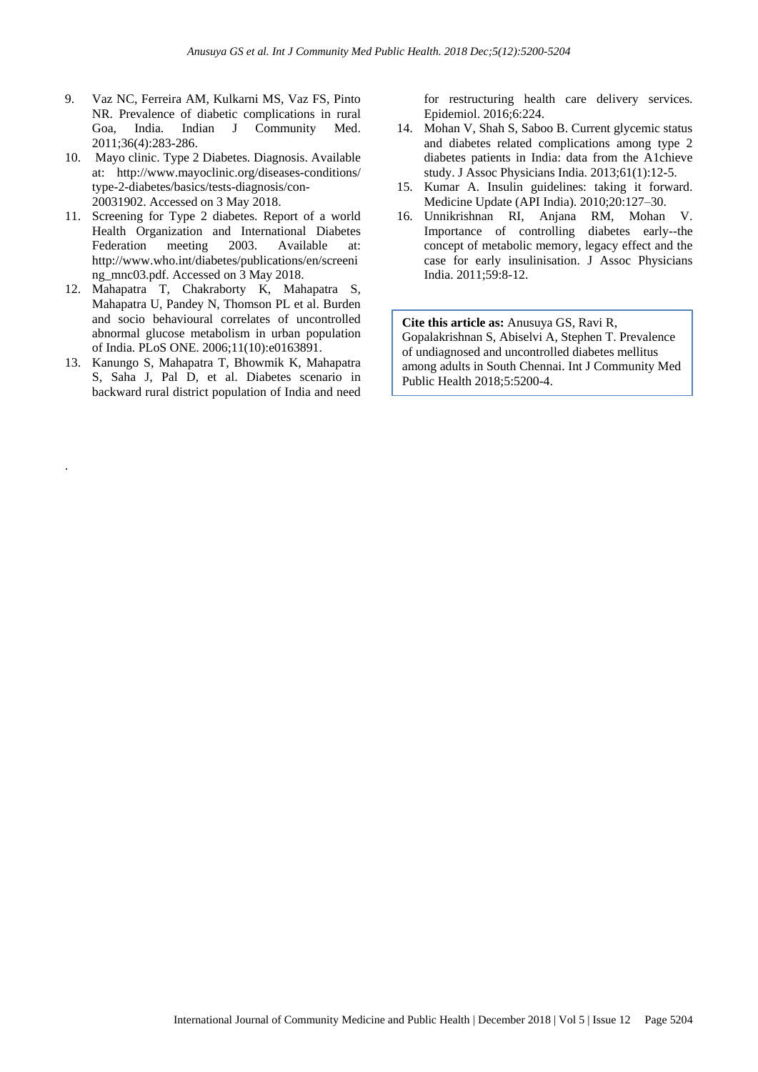9. Vaz NC, Ferreira AM, Kulkarni MS, Vaz FS, Pinto NR. Prevalence of diabetic complications in rural Goa, India. Indian J Community Med. 2011;36(4):283-286.
10. Mayo clinic. Type 2 Diabetes. Diagnosis. Available at: http://www.mayoclinic.org/diseases-conditions/type-2-diabetes/basics/tests-diagnosis/con-20031902. Accessed on 3 May 2018.
11. Screening for Type 2 diabetes. Report of a world Health Organization and International Diabetes Federation meeting 2003. Available at: http://www.who.int/diabetes/publications/en/screening_mnc03.pdf. Accessed on 3 May 2018.
12. Mahapatra T, Chakraborty K, Mahapatra S, Mahapatra U, Pandey N, Thomson PL et al. Burden and socio behavioural correlates of uncontrolled abnormal glucose metabolism in urban population of India. PLoS ONE. 2006;11(10):e0163891.
13. Kanungo S, Mahapatra T, Bhowmik K, Mahapatra S, Saha J, Pal D, et al. Diabetes scenario in backward rural district population of India and need for restructuring health care delivery services. Epidemiol. 2016;6:224.
14. Mohan V, Shah S, Saboo B. Current glycemic status and diabetes related complications among type 2 diabetes patients in India: data from the A1chieve study. J Assoc Physicians India. 2013;61(1):12-5.
15. Kumar A. Insulin guidelines: taking it forward. Medicine Update (API India). 2010;20:127–30.
16. Unnikrishnan RI, Anjana RM, Mohan V. Importance of controlling diabetes early--the concept of metabolic memory, legacy effect and the case for early insulinisation. J Assoc Physicians India. 2011;59:8-12.

**Cite this article as:** Anusuya GS, Ravi R, Gopalakrishnan S, Abiselvi A, Stephen T. Prevalence of undiagnosed and uncontrolled diabetes mellitus among adults in South Chennai. Int J Community Med Public Health 2018;5:5200-4.